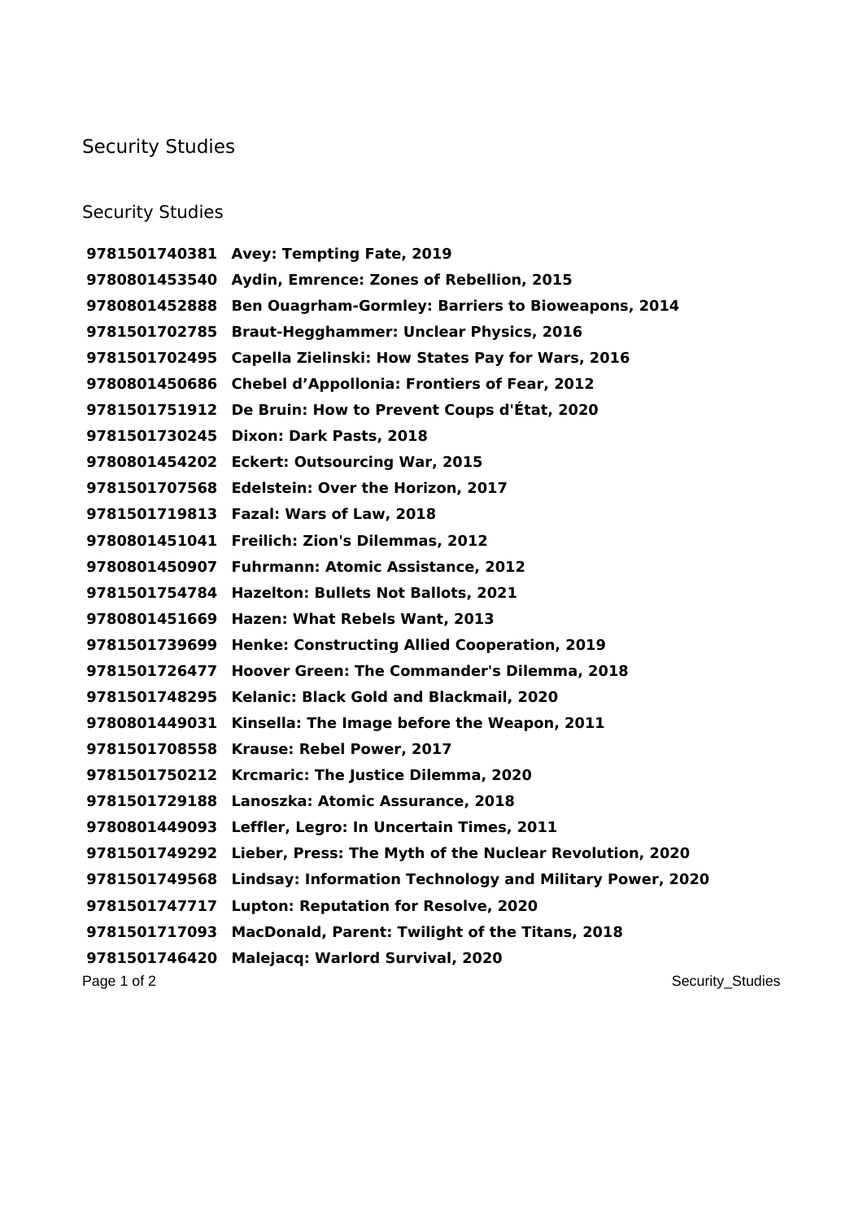# Security Studies

## Security Studies

**9781501740381 Avey: Tempting Fate, 2019**
**9780801453540 Aydin, Emrence: Zones of Rebellion, 2015**
**9780801452888 Ben Ouagrham-Gormley: Barriers to Bioweapons, 2014**
**9781501702785 Braut-Hegghammer: Unclear Physics, 2016**
**9781501702495 Capella Zielinski: How States Pay for Wars, 2016**
**9780801450686 Chebel d’Appollonia: Frontiers of Fear, 2012**
**9781501751912 De Bruin: How to Prevent Coups d'État, 2020**
**9781501730245 Dixon: Dark Pasts, 2018**
**9780801454202 Eckert: Outsourcing War, 2015**
**9781501707568 Edelstein: Over the Horizon, 2017**
**9781501719813 Fazal: Wars of Law, 2018**
**9780801451041 Freilich: Zion's Dilemmas, 2012**
**9780801450907 Fuhrmann: Atomic Assistance, 2012**
**9781501754784 Hazelton: Bullets Not Ballots, 2021**
**9780801451669 Hazen: What Rebels Want, 2013**
**9781501739699 Henke: Constructing Allied Cooperation, 2019**
**9781501726477 Hoover Green: The Commander's Dilemma, 2018**
**9781501748295 Kelanic: Black Gold and Blackmail, 2020**
**9780801449031 Kinsella: The Image before the Weapon, 2011**
**9781501708558 Krause: Rebel Power, 2017**
**9781501750212 Krcmaric: The Justice Dilemma, 2020**
**9781501729188 Lanoszka: Atomic Assurance, 2018**
**9780801449093 Leffler, Legro: In Uncertain Times, 2011**
**9781501749292 Lieber, Press: The Myth of the Nuclear Revolution, 2020**
**9781501749568 Lindsay: Information Technology and Military Power, 2020**
**9781501747717 Lupton: Reputation for Resolve, 2020**
**9781501717093 MacDonald, Parent: Twilight of the Titans, 2018**
**9781501746420 Malejacq: Warlord Survival, 2020**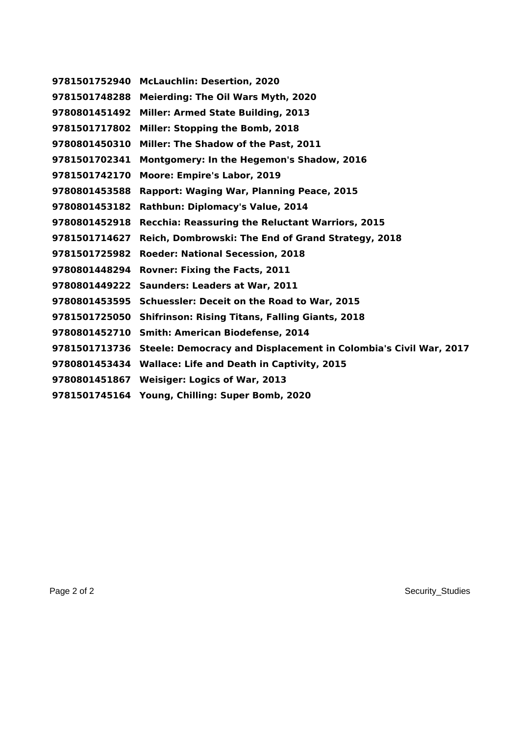**9781501752940  McLauchlin: Desertion, 2020**
**9781501748288  Meierding: The Oil Wars Myth, 2020**
**9780801451492  Miller: Armed State Building, 2013**
**9781501717802  Miller: Stopping the Bomb, 2018**
**9780801450310  Miller: The Shadow of the Past, 2011**
**9781501702341  Montgomery: In the Hegemon's Shadow, 2016**
**9781501742170  Moore: Empire's Labor, 2019**
**9780801453588  Rapport: Waging War, Planning Peace, 2015**
**9780801453182  Rathbun: Diplomacy's Value, 2014**
**9780801452918  Recchia: Reassuring the Reluctant Warriors, 2015**
**9781501714627  Reich, Dombrowski: The End of Grand Strategy, 2018**
**9781501725982  Roeder: National Secession, 2018**
**9780801448294  Rovner: Fixing the Facts, 2011**
**9780801449222  Saunders: Leaders at War, 2011**
**9780801453595  Schuessler: Deceit on the Road to War, 2015**
**9781501725050  Shifrinson: Rising Titans, Falling Giants, 2018**
**9780801452710  Smith: American Biodefense, 2014**
**9781501713736  Steele: Democracy and Displacement in Colombia's Civil War, 2017**
**9780801453434  Wallace: Life and Death in Captivity, 2015**
**9780801451867  Weisiger: Logics of War, 2013**
**9781501745164  Young, Chilling: Super Bomb, 2020**